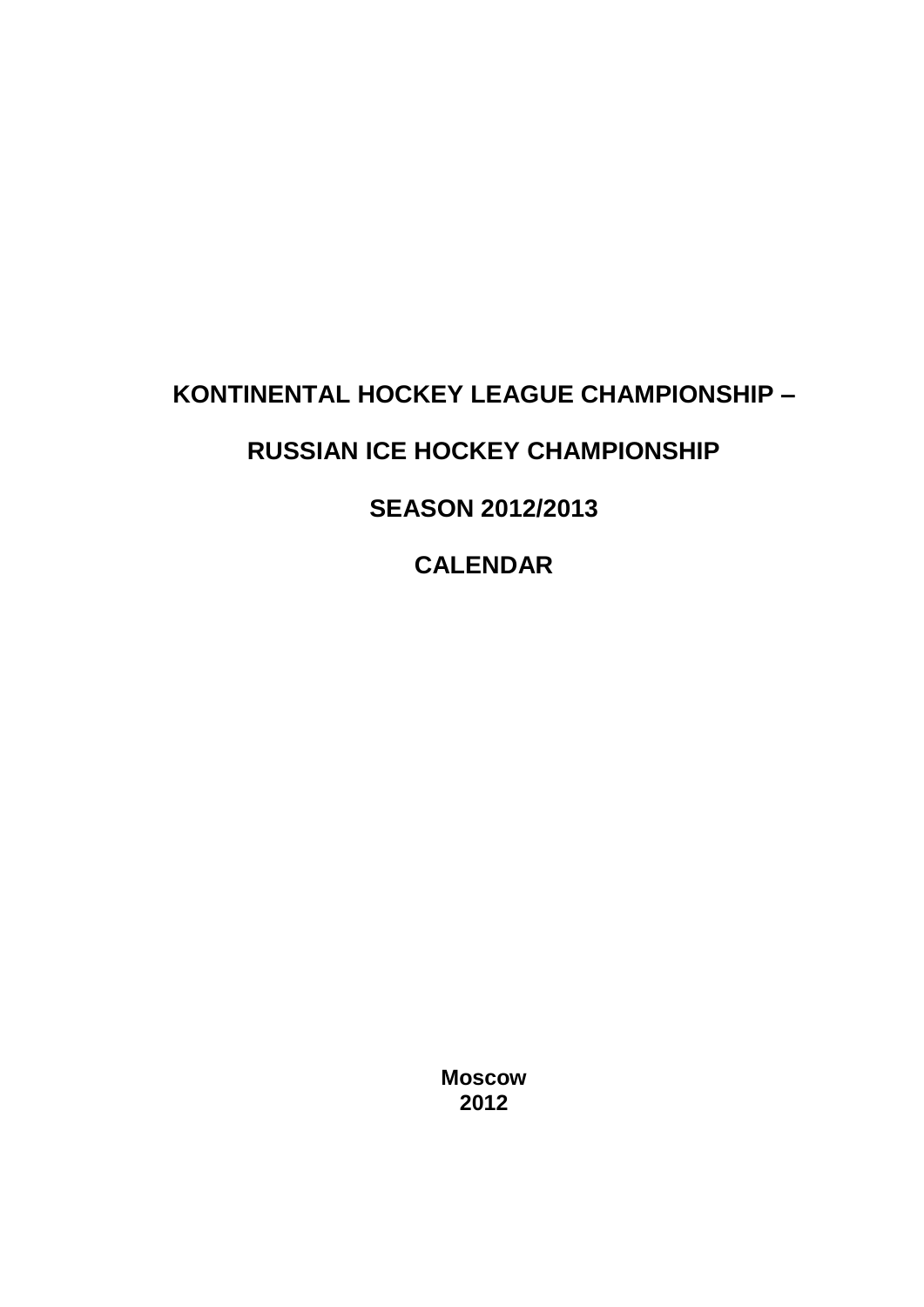# KONTINENTAL HOCKEY LEAGUE CHAMPIONSHIP –

# RUSSIAN ICE HOCKEY CHAMPIONSHIP

# SEASON 2012/2013

# CALENDAR

**Moscow**
**2012**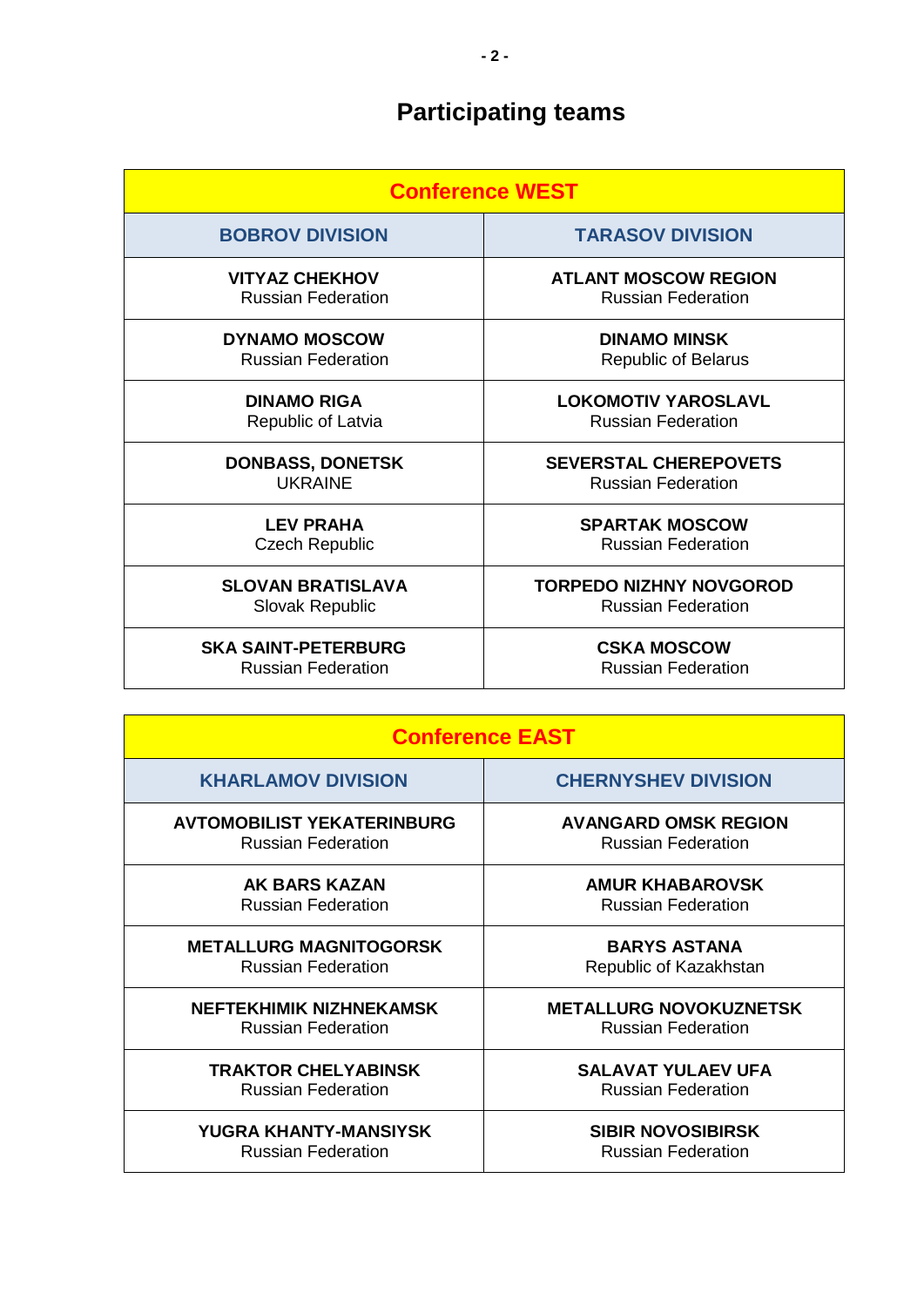# Participating teams

| Conference WEST | |
|---|---|
| **BOBROV DIVISION** | **TARASOV DIVISION** |
| **VITYAZ CHEKHOV** Russian Federation | **ATLANT MOSCOW REGION** Russian Federation |
| **DYNAMO MOSCOW** Russian Federation | **DINAMO MINSK** Republic of Belarus |
| **DINAMO RIGA** Republic of Latvia | **LOKOMOTIV YAROSLAVL** Russian Federation |
| **DONBASS, DONETSK** UKRAINE | **SEVERSTAL CHEREPOVETS** Russian Federation |
| **LEV PRAHA** Czech Republic | **SPARTAK MOSCOW** Russian Federation |
| **SLOVAN BRATISLAVA** Slovak Republic | **TORPEDO NIZHNY NOVGOROD** Russian Federation |
| **SKA SAINT-PETERBURG** Russian Federation | **CSKA MOSCOW** Russian Federation |

| Conference EAST | |
|---|---|
| **KHARLAMOV DIVISION** | **CHERNYSHEV DIVISION** |
| **AVTOMOBILIST YEKATERINBURG** Russian Federation | **AVANGARD OMSK REGION** Russian Federation |
| **AK BARS KAZAN** Russian Federation | **AMUR KHABAROVSK** Russian Federation |
| **METALLURG MAGNITOGORSK** Russian Federation | **BARYS ASTANA** Republic of Kazakhstan |
| **NEFTEKHIMIK NIZHNEKAMSK** Russian Federation | **METALLURG NOVOKUZNETSK** Russian Federation |
| **TRAKTOR CHELYABINSK** Russian Federation | **SALAVAT YULAEV UFA** Russian Federation |
| **YUGRA KHANTY-MANSIYSK** Russian Federation | **SIBIR NOVOSIBIRSK** Russian Federation |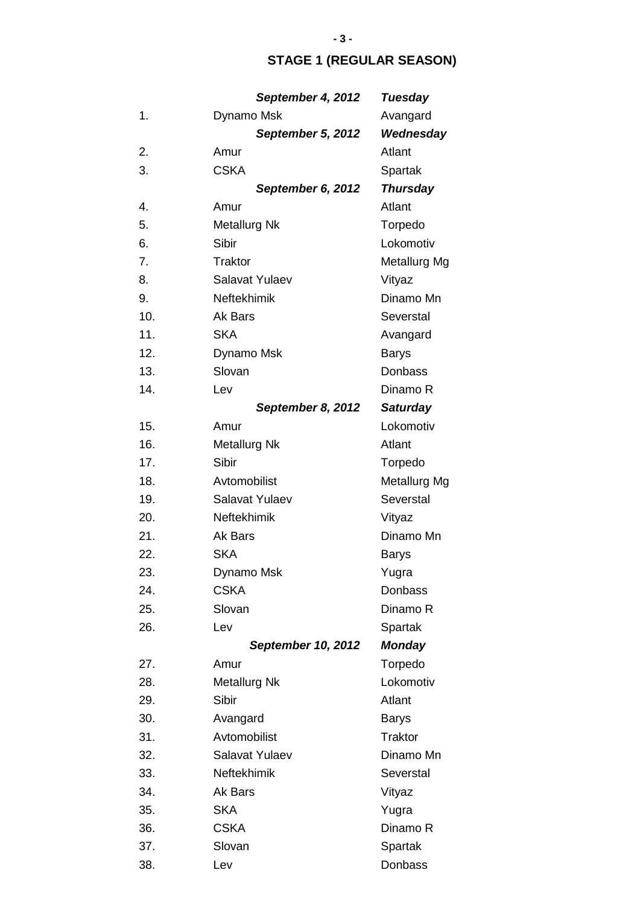## STAGE 1 (REGULAR SEASON)

| | ***September 4, 2012*** | ***Tuesday*** |
|---|---|---|
| 1. | Dynamo Msk | Avangard |
| | ***September 5, 2012*** | ***Wednesday*** |
| 2. | Amur | Atlant |
| 3. | CSKA | Spartak |
| | ***September 6, 2012*** | ***Thursday*** |
| 4. | Amur | Atlant |
| 5. | Metallurg Nk | Torpedo |
| 6. | Sibir | Lokomotiv |
| 7. | Traktor | Metallurg Mg |
| 8. | Salavat Yulaev | Vityaz |
| 9. | Neftekhimik | Dinamo Mn |
| 10. | Ak Bars | Severstal |
| 11. | SKA | Avangard |
| 12. | Dynamo Msk | Barys |
| 13. | Slovan | Donbass |
| 14. | Lev | Dinamo R |
| | ***September 8, 2012*** | ***Saturday*** |
| 15. | Amur | Lokomotiv |
| 16. | Metallurg Nk | Atlant |
| 17. | Sibir | Torpedo |
| 18. | Avtomobilist | Metallurg Mg |
| 19. | Salavat Yulaev | Severstal |
| 20. | Neftekhimik | Vityaz |
| 21. | Ak Bars | Dinamo Mn |
| 22. | SKA | Barys |
| 23. | Dynamo Msk | Yugra |
| 24. | CSKA | Donbass |
| 25. | Slovan | Dinamo R |
| 26. | Lev | Spartak |
| | ***September 10, 2012*** | ***Monday*** |
| 27. | Amur | Torpedo |
| 28. | Metallurg Nk | Lokomotiv |
| 29. | Sibir | Atlant |
| 30. | Avangard | Barys |
| 31. | Avtomobilist | Traktor |
| 32. | Salavat Yulaev | Dinamo Mn |
| 33. | Neftekhimik | Severstal |
| 34. | Ak Bars | Vityaz |
| 35. | SKA | Yugra |
| 36. | CSKA | Dinamo R |
| 37. | Slovan | Spartak |
| 38. | Lev | Donbass |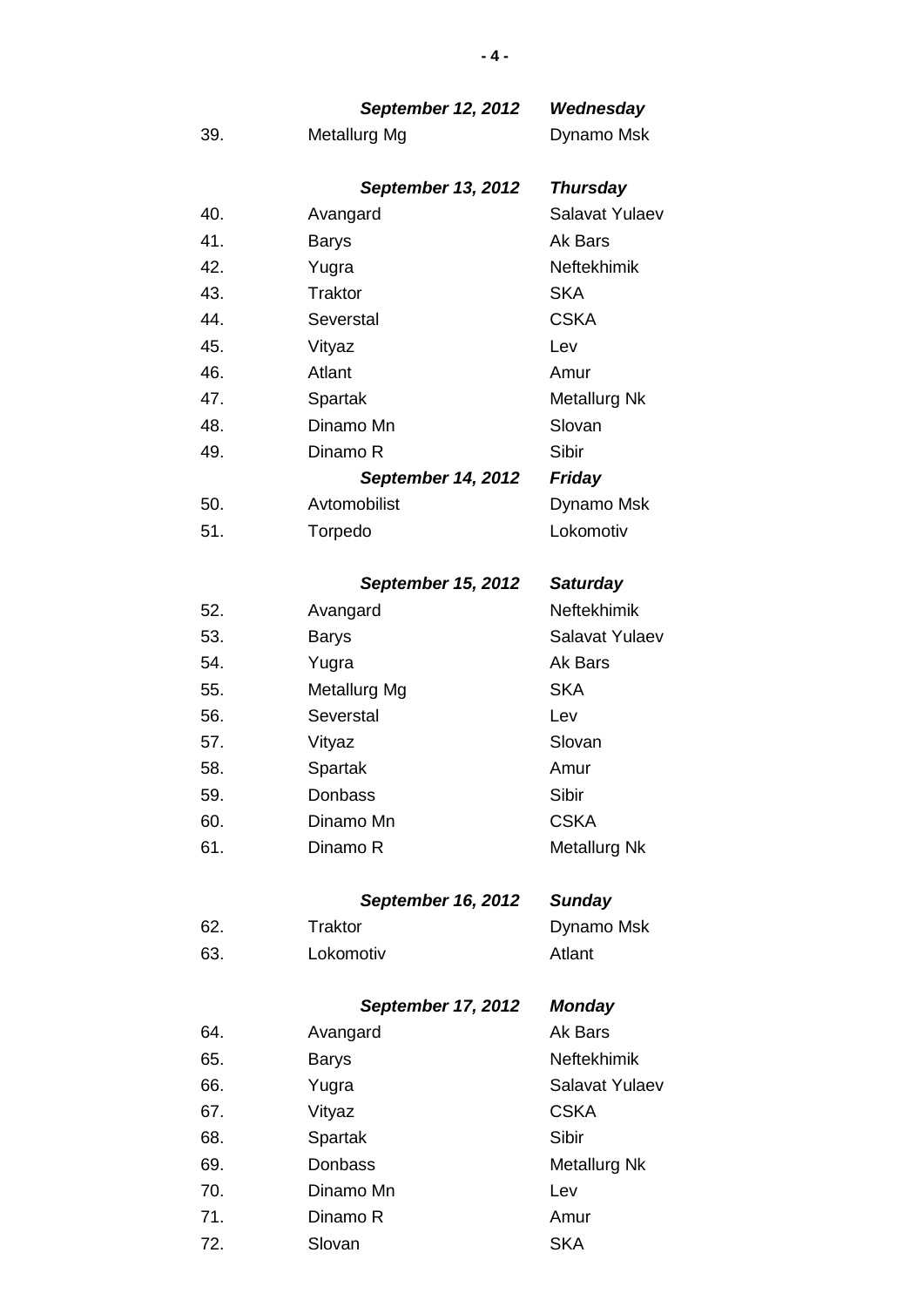| | *September 12, 2012* | *Wednesday* |
|---|---|---|
| 39. | Metallurg Mg | Dynamo Msk |
| | ***September 13, 2012*** | ***Thursday*** |
| 40. | Avangard | Salavat Yulaev |
| 41. | Barys | Ak Bars |
| 42. | Yugra | Neftekhimik |
| 43. | Traktor | SKA |
| 44. | Severstal | CSKA |
| 45. | Vityaz | Lev |
| 46. | Atlant | Amur |
| 47. | Spartak | Metallurg Nk |
| 48. | Dinamo Mn | Slovan |
| 49. | Dinamo R | Sibir |
| | ***September 14, 2012*** | ***Friday*** |
| 50. | Avtomobilist | Dynamo Msk |
| 51. | Torpedo | Lokomotiv |
| | ***September 15, 2012*** | ***Saturday*** |
| 52. | Avangard | Neftekhimik |
| 53. | Barys | Salavat Yulaev |
| 54. | Yugra | Ak Bars |
| 55. | Metallurg Mg | SKA |
| 56. | Severstal | Lev |
| 57. | Vityaz | Slovan |
| 58. | Spartak | Amur |
| 59. | Donbass | Sibir |
| 60. | Dinamo Mn | CSKA |
| 61. | Dinamo R | Metallurg Nk |
| | ***September 16, 2012*** | ***Sunday*** |
| 62. | Traktor | Dynamo Msk |
| 63. | Lokomotiv | Atlant |
| | ***September 17, 2012*** | ***Monday*** |
| 64. | Avangard | Ak Bars |
| 65. | Barys | Neftekhimik |
| 66. | Yugra | Salavat Yulaev |
| 67. | Vityaz | CSKA |
| 68. | Spartak | Sibir |
| 69. | Donbass | Metallurg Nk |
| 70. | Dinamo Mn | Lev |
| 71. | Dinamo R | Amur |
| 72. | Slovan | SKA |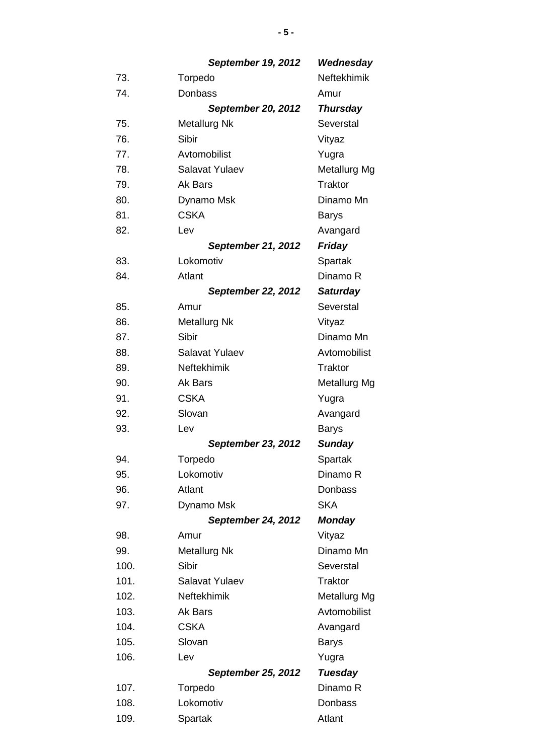| | ***September 19, 2012*** | ***Wednesday*** |
|---|---|---|
| 73. | Torpedo | Neftekhimik |
| 74. | Donbass | Amur |
| | ***September 20, 2012*** | ***Thursday*** |
| 75. | Metallurg Nk | Severstal |
| 76. | Sibir | Vityaz |
| 77. | Avtomobilist | Yugra |
| 78. | Salavat Yulaev | Metallurg Mg |
| 79. | Ak Bars | Traktor |
| 80. | Dynamo Msk | Dinamo Mn |
| 81. | CSKA | Barys |
| 82. | Lev | Avangard |
| | ***September 21, 2012*** | ***Friday*** |
| 83. | Lokomotiv | Spartak |
| 84. | Atlant | Dinamo R |
| | ***September 22, 2012*** | ***Saturday*** |
| 85. | Amur | Severstal |
| 86. | Metallurg Nk | Vityaz |
| 87. | Sibir | Dinamo Mn |
| 88. | Salavat Yulaev | Avtomobilist |
| 89. | Neftekhimik | Traktor |
| 90. | Ak Bars | Metallurg Mg |
| 91. | CSKA | Yugra |
| 92. | Slovan | Avangard |
| 93. | Lev | Barys |
| | ***September 23, 2012*** | ***Sunday*** |
| 94. | Torpedo | Spartak |
| 95. | Lokomotiv | Dinamo R |
| 96. | Atlant | Donbass |
| 97. | Dynamo Msk | SKA |
| | ***September 24, 2012*** | ***Monday*** |
| 98. | Amur | Vityaz |
| 99. | Metallurg Nk | Dinamo Mn |
| 100. | Sibir | Severstal |
| 101. | Salavat Yulaev | Traktor |
| 102. | Neftekhimik | Metallurg Mg |
| 103. | Ak Bars | Avtomobilist |
| 104. | CSKA | Avangard |
| 105. | Slovan | Barys |
| 106. | Lev | Yugra |
| | ***September 25, 2012*** | ***Tuesday*** |
| 107. | Torpedo | Dinamo R |
| 108. | Lokomotiv | Donbass |
| 109. | Spartak | Atlant |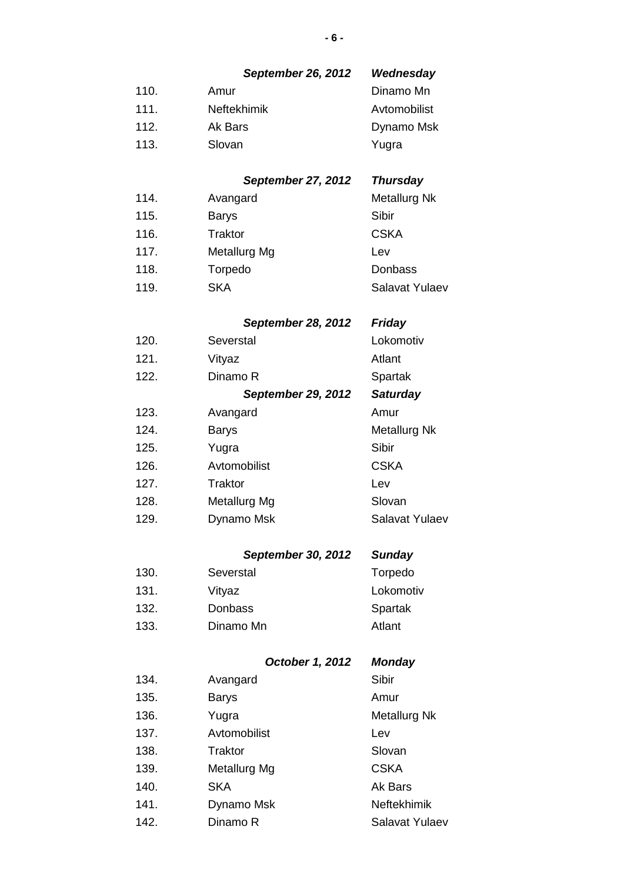| | ***September 26, 2012*** | ***Wednesday*** |
|---|---|---|
| 110. | Amur | Dinamo Mn |
| 111. | Neftekhimik | Avtomobilist |
| 112. | Ak Bars | Dynamo Msk |
| 113. | Slovan | Yugra |
| | ***September 27, 2012*** | ***Thursday*** |
| 114. | Avangard | Metallurg Nk |
| 115. | Barys | Sibir |
| 116. | Traktor | CSKA |
| 117. | Metallurg Mg | Lev |
| 118. | Torpedo | Donbass |
| 119. | SKA | Salavat Yulaev |
| | ***September 28, 2012*** | ***Friday*** |
| 120. | Severstal | Lokomotiv |
| 121. | Vityaz | Atlant |
| 122. | Dinamo R | Spartak |
| | ***September 29, 2012*** | ***Saturday*** |
| 123. | Avangard | Amur |
| 124. | Barys | Metallurg Nk |
| 125. | Yugra | Sibir |
| 126. | Avtomobilist | CSKA |
| 127. | Traktor | Lev |
| 128. | Metallurg Mg | Slovan |
| 129. | Dynamo Msk | Salavat Yulaev |
| | ***September 30, 2012*** | ***Sunday*** |
| 130. | Severstal | Torpedo |
| 131. | Vityaz | Lokomotiv |
| 132. | Donbass | Spartak |
| 133. | Dinamo Mn | Atlant |
| | ***October 1, 2012*** | ***Monday*** |
| 134. | Avangard | Sibir |
| 135. | Barys | Amur |
| 136. | Yugra | Metallurg Nk |
| 137. | Avtomobilist | Lev |
| 138. | Traktor | Slovan |
| 139. | Metallurg Mg | CSKA |
| 140. | SKA | Ak Bars |
| 141. | Dynamo Msk | Neftekhimik |
| 142. | Dinamo R | Salavat Yulaev |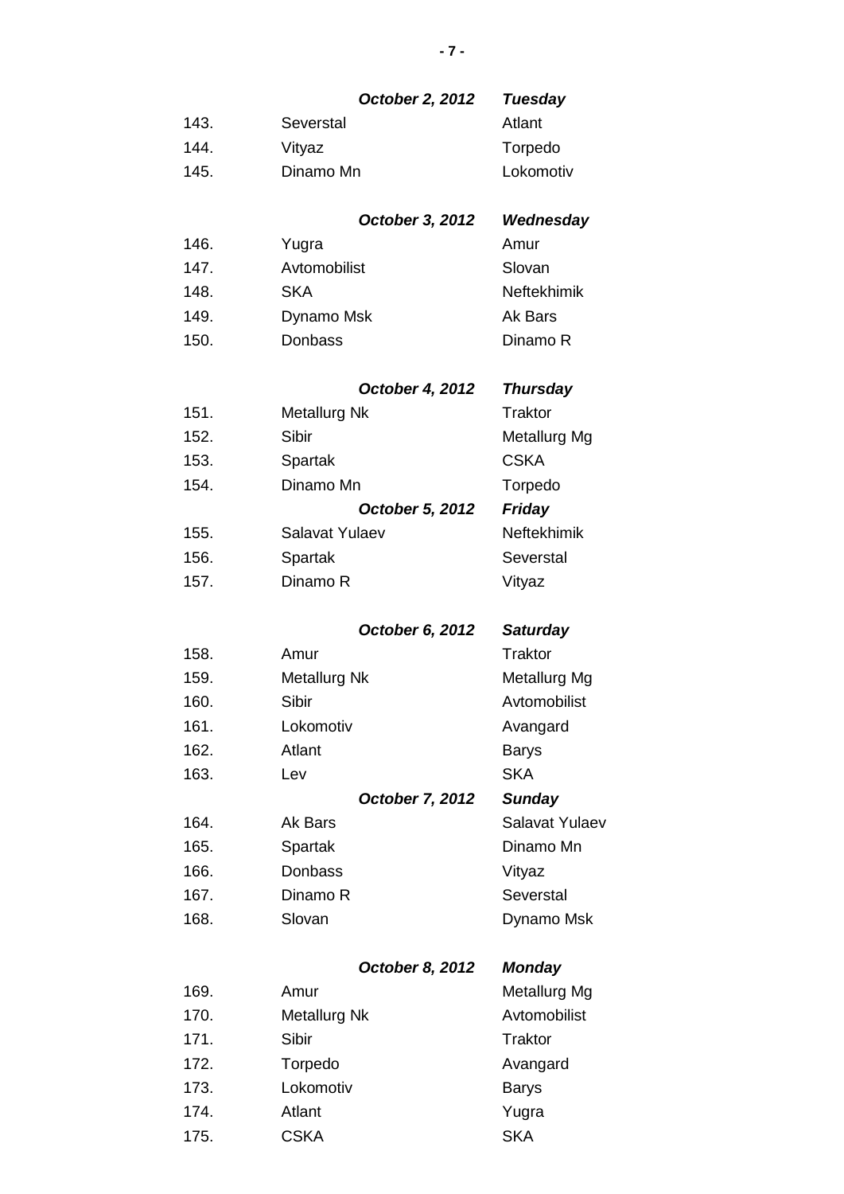| | ***October 2, 2012*** | ***Tuesday*** |
|---|---|---|
| 143. | Severstal | Atlant |
| 144. | Vityaz | Torpedo |
| 145. | Dinamo Mn | Lokomotiv |
| | ***October 3, 2012*** | ***Wednesday*** |
| 146. | Yugra | Amur |
| 147. | Avtomobilist | Slovan |
| 148. | SKA | Neftekhimik |
| 149. | Dynamo Msk | Ak Bars |
| 150. | Donbass | Dinamo R |
| | ***October 4, 2012*** | ***Thursday*** |
| 151. | Metallurg Nk | Traktor |
| 152. | Sibir | Metallurg Mg |
| 153. | Spartak | CSKA |
| 154. | Dinamo Mn | Torpedo |
| | ***October 5, 2012*** | ***Friday*** |
| 155. | Salavat Yulaev | Neftekhimik |
| 156. | Spartak | Severstal |
| 157. | Dinamo R | Vityaz |
| | ***October 6, 2012*** | ***Saturday*** |
| 158. | Amur | Traktor |
| 159. | Metallurg Nk | Metallurg Mg |
| 160. | Sibir | Avtomobilist |
| 161. | Lokomotiv | Avangard |
| 162. | Atlant | Barys |
| 163. | Lev | SKA |
| | ***October 7, 2012*** | ***Sunday*** |
| 164. | Ak Bars | Salavat Yulaev |
| 165. | Spartak | Dinamo Mn |
| 166. | Donbass | Vityaz |
| 167. | Dinamo R | Severstal |
| 168. | Slovan | Dynamo Msk |
| | ***October 8, 2012*** | ***Monday*** |
| 169. | Amur | Metallurg Mg |
| 170. | Metallurg Nk | Avtomobilist |
| 171. | Sibir | Traktor |
| 172. | Torpedo | Avangard |
| 173. | Lokomotiv | Barys |
| 174. | Atlant | Yugra |
| 175. | CSKA | SKA |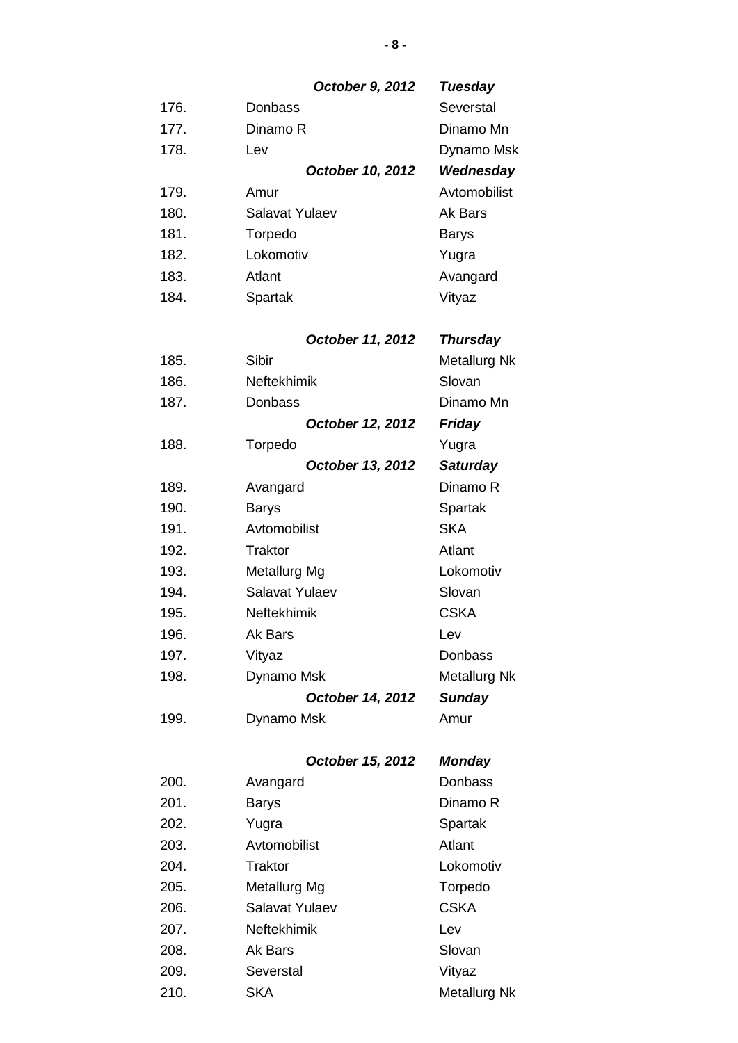| | *October 9, 2012* | *Tuesday* |
|---|---|---|
| 176. | Donbass | Severstal |
| 177. | Dinamo R | Dinamo Mn |
| 178. | Lev | Dynamo Msk |
| | ***October 10, 2012*** | ***Wednesday*** |
| 179. | Amur | Avtomobilist |
| 180. | Salavat Yulaev | Ak Bars |
| 181. | Torpedo | Barys |
| 182. | Lokomotiv | Yugra |
| 183. | Atlant | Avangard |
| 184. | Spartak | Vityaz |
| | | |
| | ***October 11, 2012*** | ***Thursday*** |
| 185. | Sibir | Metallurg Nk |
| 186. | Neftekhimik | Slovan |
| 187. | Donbass | Dinamo Mn |
| | ***October 12, 2012*** | ***Friday*** |
| 188. | Torpedo | Yugra |
| | ***October 13, 2012*** | ***Saturday*** |
| 189. | Avangard | Dinamo R |
| 190. | Barys | Spartak |
| 191. | Avtomobilist | SKA |
| 192. | Traktor | Atlant |
| 193. | Metallurg Mg | Lokomotiv |
| 194. | Salavat Yulaev | Slovan |
| 195. | Neftekhimik | CSKA |
| 196. | Ak Bars | Lev |
| 197. | Vityaz | Donbass |
| 198. | Dynamo Msk | Metallurg Nk |
| | ***October 14, 2012*** | ***Sunday*** |
| 199. | Dynamo Msk | Amur |
| | | |
| | ***October 15, 2012*** | ***Monday*** |
| 200. | Avangard | Donbass |
| 201. | Barys | Dinamo R |
| 202. | Yugra | Spartak |
| 203. | Avtomobilist | Atlant |
| 204. | Traktor | Lokomotiv |
| 205. | Metallurg Mg | Torpedo |
| 206. | Salavat Yulaev | CSKA |
| 207. | Neftekhimik | Lev |
| 208. | Ak Bars | Slovan |
| 209. | Severstal | Vityaz |
| 210. | SKA | Metallurg Nk |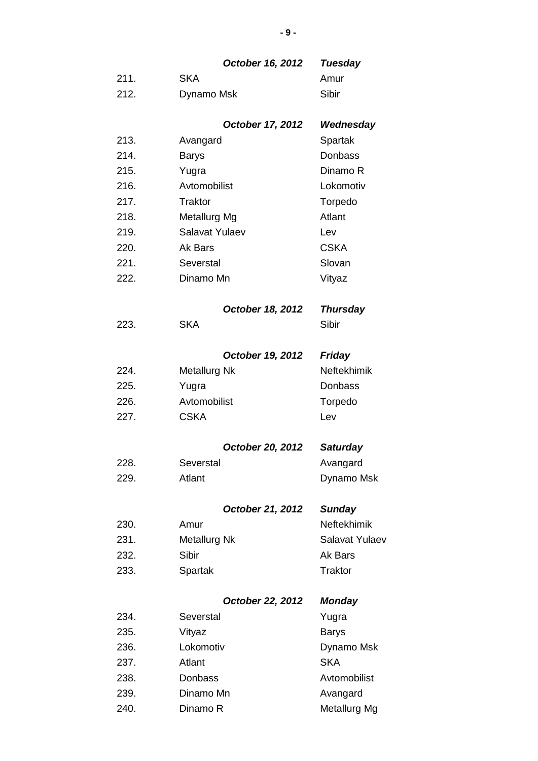| | ***October 16, 2012*** | ***Tuesday*** |
|---|---|---|
| 211. | SKA | Amur |
| 212. | Dynamo Msk | Sibir |
| | ***October 17, 2012*** | ***Wednesday*** |
| 213. | Avangard | Spartak |
| 214. | Barys | Donbass |
| 215. | Yugra | Dinamo R |
| 216. | Avtomobilist | Lokomotiv |
| 217. | Traktor | Torpedo |
| 218. | Metallurg Mg | Atlant |
| 219. | Salavat Yulaev | Lev |
| 220. | Ak Bars | CSKA |
| 221. | Severstal | Slovan |
| 222. | Dinamo Mn | Vityaz |
| | ***October 18, 2012*** | ***Thursday*** |
| 223. | SKA | Sibir |
| | ***October 19, 2012*** | ***Friday*** |
| 224. | Metallurg Nk | Neftekhimik |
| 225. | Yugra | Donbass |
| 226. | Avtomobilist | Torpedo |
| 227. | CSKA | Lev |
| | ***October 20, 2012*** | ***Saturday*** |
| 228. | Severstal | Avangard |
| 229. | Atlant | Dynamo Msk |
| | ***October 21, 2012*** | ***Sunday*** |
| 230. | Amur | Neftekhimik |
| 231. | Metallurg Nk | Salavat Yulaev |
| 232. | Sibir | Ak Bars |
| 233. | Spartak | Traktor |
| | ***October 22, 2012*** | ***Monday*** |
| 234. | Severstal | Yugra |
| 235. | Vityaz | Barys |
| 236. | Lokomotiv | Dynamo Msk |
| 237. | Atlant | SKA |
| 238. | Donbass | Avtomobilist |
| 239. | Dinamo Mn | Avangard |
| 240. | Dinamo R | Metallurg Mg |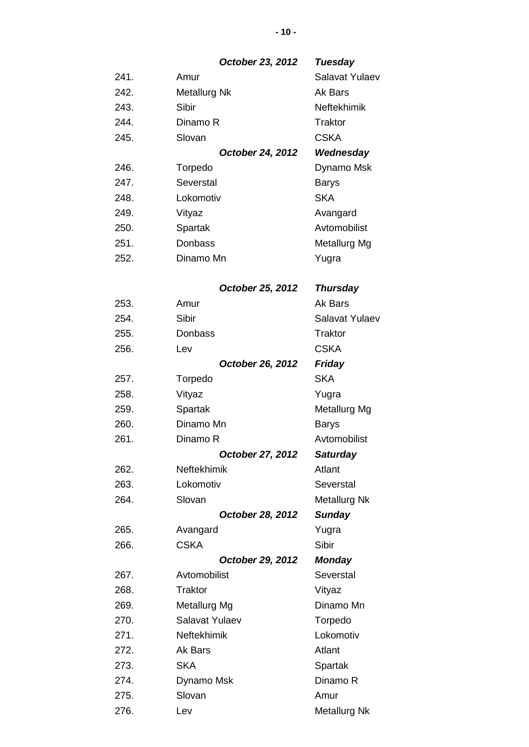| | ***October 23, 2012*** | ***Tuesday*** |
|---|---|---|
| 241. | Amur | Salavat Yulaev |
| 242. | Metallurg Nk | Ak Bars |
| 243. | Sibir | Neftekhimik |
| 244. | Dinamo R | Traktor |
| 245. | Slovan | CSKA |
| | ***October 24, 2012*** | ***Wednesday*** |
| 246. | Torpedo | Dynamo Msk |
| 247. | Severstal | Barys |
| 248. | Lokomotiv | SKA |
| 249. | Vityaz | Avangard |
| 250. | Spartak | Avtomobilist |
| 251. | Donbass | Metallurg Mg |
| 252. | Dinamo Mn | Yugra |
| | ***October 25, 2012*** | ***Thursday*** |
| 253. | Amur | Ak Bars |
| 254. | Sibir | Salavat Yulaev |
| 255. | Donbass | Traktor |
| 256. | Lev | CSKA |
| | ***October 26, 2012*** | ***Friday*** |
| 257. | Torpedo | SKA |
| 258. | Vityaz | Yugra |
| 259. | Spartak | Metallurg Mg |
| 260. | Dinamo Mn | Barys |
| 261. | Dinamo R | Avtomobilist |
| | ***October 27, 2012*** | ***Saturday*** |
| 262. | Neftekhimik | Atlant |
| 263. | Lokomotiv | Severstal |
| 264. | Slovan | Metallurg Nk |
| | ***October 28, 2012*** | ***Sunday*** |
| 265. | Avangard | Yugra |
| 266. | CSKA | Sibir |
| | ***October 29, 2012*** | ***Monday*** |
| 267. | Avtomobilist | Severstal |
| 268. | Traktor | Vityaz |
| 269. | Metallurg Mg | Dinamo Mn |
| 270. | Salavat Yulaev | Torpedo |
| 271. | Neftekhimik | Lokomotiv |
| 272. | Ak Bars | Atlant |
| 273. | SKA | Spartak |
| 274. | Dynamo Msk | Dinamo R |
| 275. | Slovan | Amur |
| 276. | Lev | Metallurg Nk |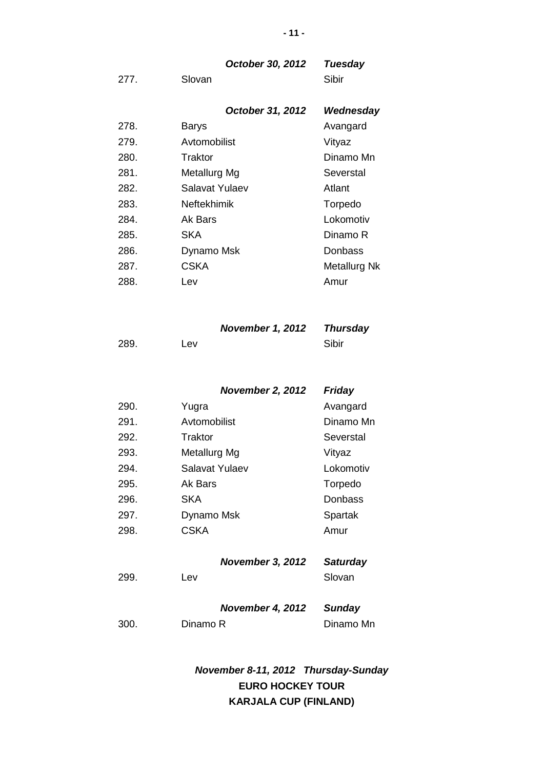| | ***October 30, 2012*** | ***Tuesday*** |
|---|---|---|
| 277. | Slovan | Sibir |
| | ***October 31, 2012*** | ***Wednesday*** |
| 278. | Barys | Avangard |
| 279. | Avtomobilist | Vityaz |
| 280. | Traktor | Dinamo Mn |
| 281. | Metallurg Mg | Severstal |
| 282. | Salavat Yulaev | Atlant |
| 283. | Neftekhimik | Torpedo |
| 284. | Ak Bars | Lokomotiv |
| 285. | SKA | Dinamo R |
| 286. | Dynamo Msk | Donbass |
| 287. | CSKA | Metallurg Nk |
| 288. | Lev | Amur |
| | ***November 1, 2012*** | ***Thursday*** |
| 289. | Lev | Sibir |
| | ***November 2, 2012*** | ***Friday*** |
| 290. | Yugra | Avangard |
| 291. | Avtomobilist | Dinamo Mn |
| 292. | Traktor | Severstal |
| 293. | Metallurg Mg | Vityaz |
| 294. | Salavat Yulaev | Lokomotiv |
| 295. | Ak Bars | Torpedo |
| 296. | SKA | Donbass |
| 297. | Dynamo Msk | Spartak |
| 298. | CSKA | Amur |
| | ***November 3, 2012*** | ***Saturday*** |
| 299. | Lev | Slovan |
| | ***November 4, 2012*** | ***Sunday*** |
| 300. | Dinamo R | Dinamo Mn |

***November 8-11, 2012 Thursday-Sunday***

**EURO HOCKEY TOUR**

**KARJALA CUP (FINLAND)**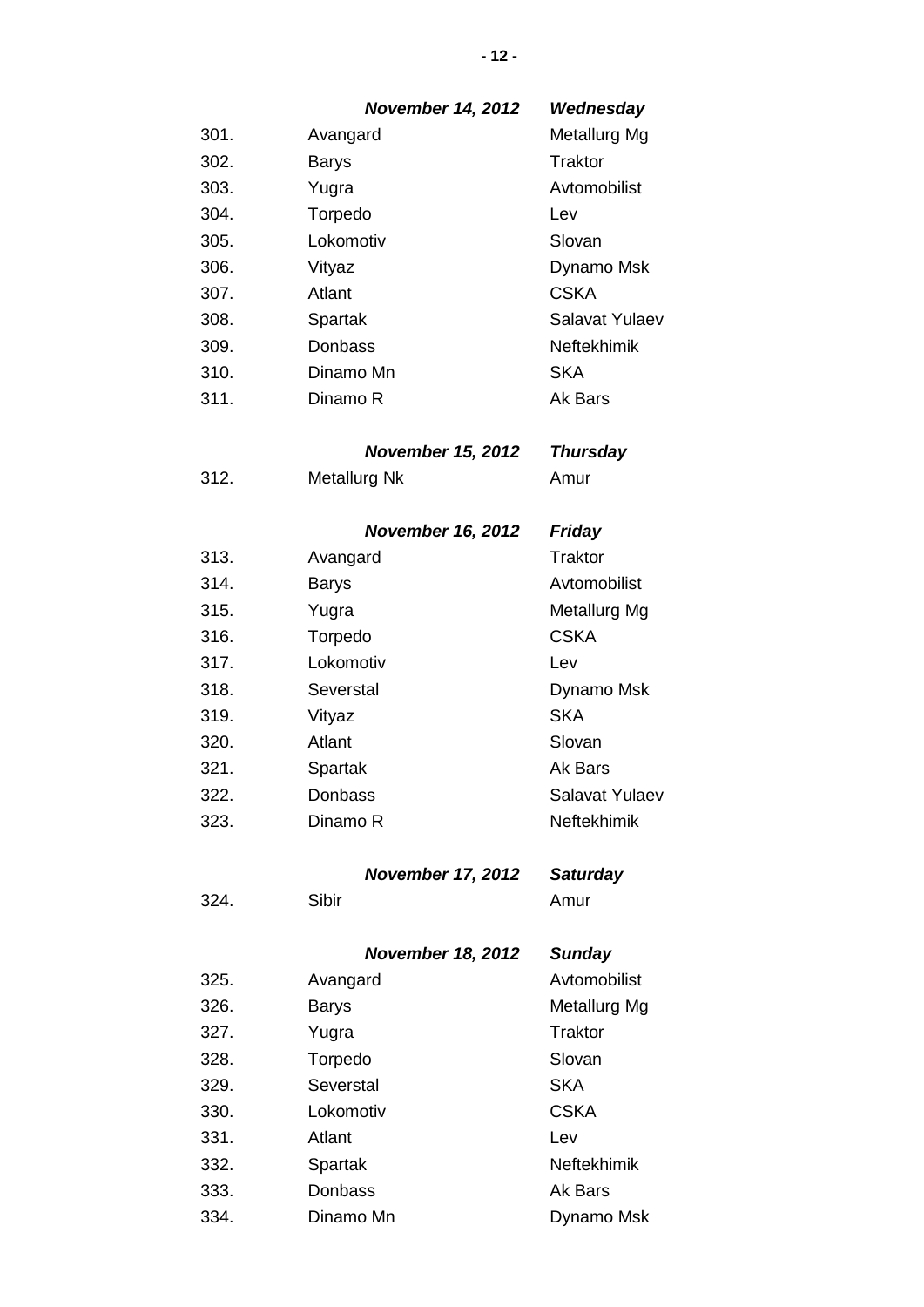| | ***November 14, 2012*** | ***Wednesday*** |
|---|---|---|
| 301. | Avangard | Metallurg Mg |
| 302. | Barys | Traktor |
| 303. | Yugra | Avtomobilist |
| 304. | Torpedo | Lev |
| 305. | Lokomotiv | Slovan |
| 306. | Vityaz | Dynamo Msk |
| 307. | Atlant | CSKA |
| 308. | Spartak | Salavat Yulaev |
| 309. | Donbass | Neftekhimik |
| 310. | Dinamo Mn | SKA |
| 311. | Dinamo R | Ak Bars |

| | ***November 15, 2012*** | ***Thursday*** |
|---|---|---|
| 312. | Metallurg Nk | Amur |

| | ***November 16, 2012*** | ***Friday*** |
|---|---|---|
| 313. | Avangard | Traktor |
| 314. | Barys | Avtomobilist |
| 315. | Yugra | Metallurg Mg |
| 316. | Torpedo | CSKA |
| 317. | Lokomotiv | Lev |
| 318. | Severstal | Dynamo Msk |
| 319. | Vityaz | SKA |
| 320. | Atlant | Slovan |
| 321. | Spartak | Ak Bars |
| 322. | Donbass | Salavat Yulaev |
| 323. | Dinamo R | Neftekhimik |

| | ***November 17, 2012*** | ***Saturday*** |
|---|---|---|
| 324. | Sibir | Amur |

| | ***November 18, 2012*** | ***Sunday*** |
|---|---|---|
| 325. | Avangard | Avtomobilist |
| 326. | Barys | Metallurg Mg |
| 327. | Yugra | Traktor |
| 328. | Torpedo | Slovan |
| 329. | Severstal | SKA |
| 330. | Lokomotiv | CSKA |
| 331. | Atlant | Lev |
| 332. | Spartak | Neftekhimik |
| 333. | Donbass | Ak Bars |
| 334. | Dinamo Mn | Dynamo Msk |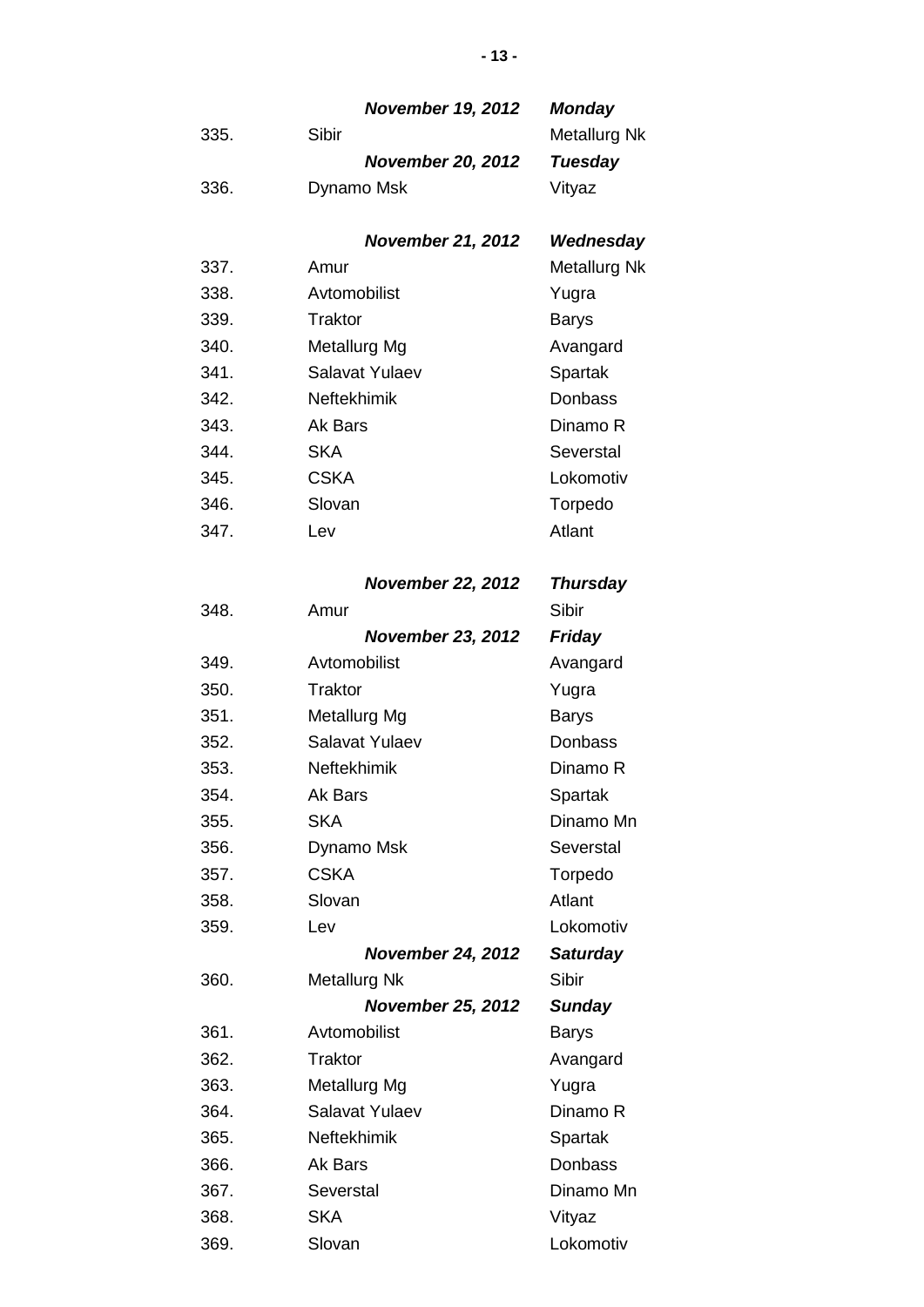| | ***November 19, 2012*** | ***Monday*** |
|---|---|---|
| 335. | Sibir | Metallurg Nk |
| | ***November 20, 2012*** | ***Tuesday*** |
| 336. | Dynamo Msk | Vityaz |
| | ***November 21, 2012*** | ***Wednesday*** |
| 337. | Amur | Metallurg Nk |
| 338. | Avtomobilist | Yugra |
| 339. | Traktor | Barys |
| 340. | Metallurg Mg | Avangard |
| 341. | Salavat Yulaev | Spartak |
| 342. | Neftekhimik | Donbass |
| 343. | Ak Bars | Dinamo R |
| 344. | SKA | Severstal |
| 345. | CSKA | Lokomotiv |
| 346. | Slovan | Torpedo |
| 347. | Lev | Atlant |
| | ***November 22, 2012*** | ***Thursday*** |
| 348. | Amur | Sibir |
| | ***November 23, 2012*** | ***Friday*** |
| 349. | Avtomobilist | Avangard |
| 350. | Traktor | Yugra |
| 351. | Metallurg Mg | Barys |
| 352. | Salavat Yulaev | Donbass |
| 353. | Neftekhimik | Dinamo R |
| 354. | Ak Bars | Spartak |
| 355. | SKA | Dinamo Mn |
| 356. | Dynamo Msk | Severstal |
| 357. | CSKA | Torpedo |
| 358. | Slovan | Atlant |
| 359. | Lev | Lokomotiv |
| | ***November 24, 2012*** | ***Saturday*** |
| 360. | Metallurg Nk | Sibir |
| | ***November 25, 2012*** | ***Sunday*** |
| 361. | Avtomobilist | Barys |
| 362. | Traktor | Avangard |
| 363. | Metallurg Mg | Yugra |
| 364. | Salavat Yulaev | Dinamo R |
| 365. | Neftekhimik | Spartak |
| 366. | Ak Bars | Donbass |
| 367. | Severstal | Dinamo Mn |
| 368. | SKA | Vityaz |
| 369. | Slovan | Lokomotiv |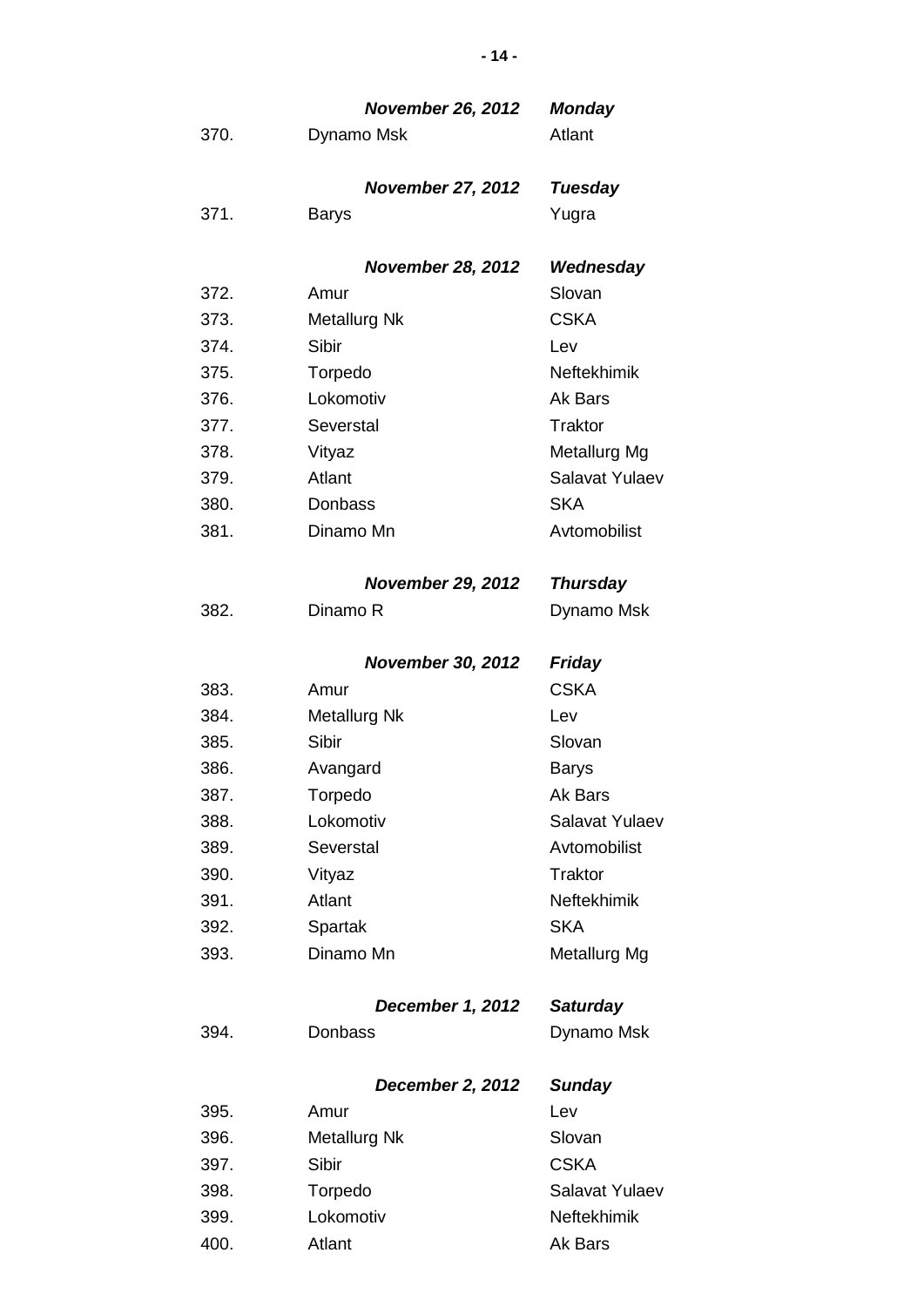| | ***November 26, 2012*** | ***Monday*** |
|---|---|---|
| 370. | Dynamo Msk | Atlant |
| | ***November 27, 2012*** | ***Tuesday*** |
| 371. | Barys | Yugra |
| | ***November 28, 2012*** | ***Wednesday*** |
| 372. | Amur | Slovan |
| 373. | Metallurg Nk | CSKA |
| 374. | Sibir | Lev |
| 375. | Torpedo | Neftekhimik |
| 376. | Lokomotiv | Ak Bars |
| 377. | Severstal | Traktor |
| 378. | Vityaz | Metallurg Mg |
| 379. | Atlant | Salavat Yulaev |
| 380. | Donbass | SKA |
| 381. | Dinamo Mn | Avtomobilist |
| | ***November 29, 2012*** | ***Thursday*** |
| 382. | Dinamo R | Dynamo Msk |
| | ***November 30, 2012*** | ***Friday*** |
| 383. | Amur | CSKA |
| 384. | Metallurg Nk | Lev |
| 385. | Sibir | Slovan |
| 386. | Avangard | Barys |
| 387. | Torpedo | Ak Bars |
| 388. | Lokomotiv | Salavat Yulaev |
| 389. | Severstal | Avtomobilist |
| 390. | Vityaz | Traktor |
| 391. | Atlant | Neftekhimik |
| 392. | Spartak | SKA |
| 393. | Dinamo Mn | Metallurg Mg |
| | ***December 1, 2012*** | ***Saturday*** |
| 394. | Donbass | Dynamo Msk |
| | ***December 2, 2012*** | ***Sunday*** |
| 395. | Amur | Lev |
| 396. | Metallurg Nk | Slovan |
| 397. | Sibir | CSKA |
| 398. | Torpedo | Salavat Yulaev |
| 399. | Lokomotiv | Neftekhimik |
| 400. | Atlant | Ak Bars |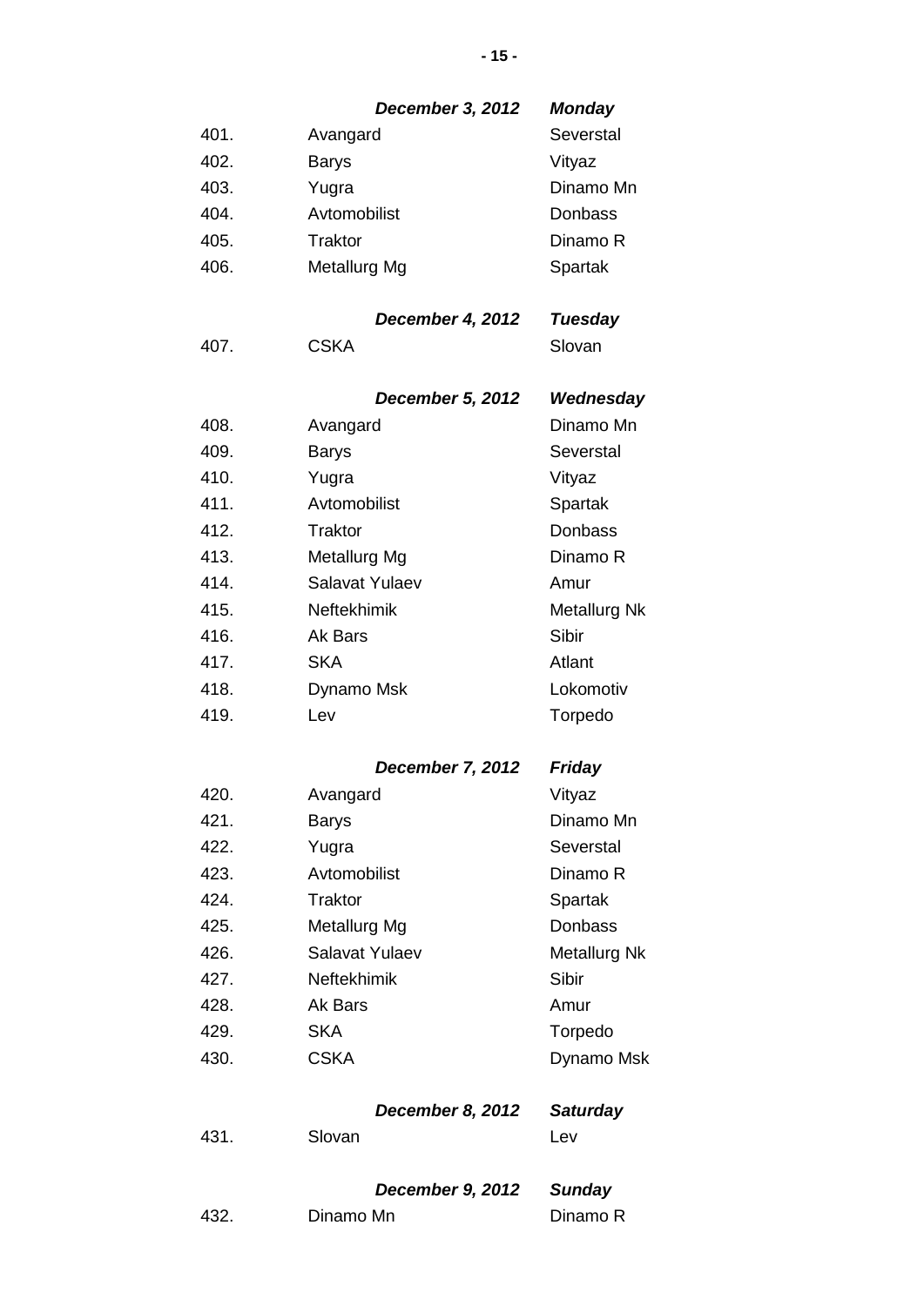| | ***December 3, 2012*** | ***Monday*** |
|---|---|---|
| 401. | Avangard | Severstal |
| 402. | Barys | Vityaz |
| 403. | Yugra | Dinamo Mn |
| 404. | Avtomobilist | Donbass |
| 405. | Traktor | Dinamo R |
| 406. | Metallurg Mg | Spartak |
| | ***December 4, 2012*** | ***Tuesday*** |
| 407. | CSKA | Slovan |
| | ***December 5, 2012*** | ***Wednesday*** |
| 408. | Avangard | Dinamo Mn |
| 409. | Barys | Severstal |
| 410. | Yugra | Vityaz |
| 411. | Avtomobilist | Spartak |
| 412. | Traktor | Donbass |
| 413. | Metallurg Mg | Dinamo R |
| 414. | Salavat Yulaev | Amur |
| 415. | Neftekhimik | Metallurg Nk |
| 416. | Ak Bars | Sibir |
| 417. | SKA | Atlant |
| 418. | Dynamo Msk | Lokomotiv |
| 419. | Lev | Torpedo |
| | ***December 7, 2012*** | ***Friday*** |
| 420. | Avangard | Vityaz |
| 421. | Barys | Dinamo Mn |
| 422. | Yugra | Severstal |
| 423. | Avtomobilist | Dinamo R |
| 424. | Traktor | Spartak |
| 425. | Metallurg Mg | Donbass |
| 426. | Salavat Yulaev | Metallurg Nk |
| 427. | Neftekhimik | Sibir |
| 428. | Ak Bars | Amur |
| 429. | SKA | Torpedo |
| 430. | CSKA | Dynamo Msk |
| | ***December 8, 2012*** | ***Saturday*** |
| 431. | Slovan | Lev |
| | ***December 9, 2012*** | ***Sunday*** |
| 432. | Dinamo Mn | Dinamo R |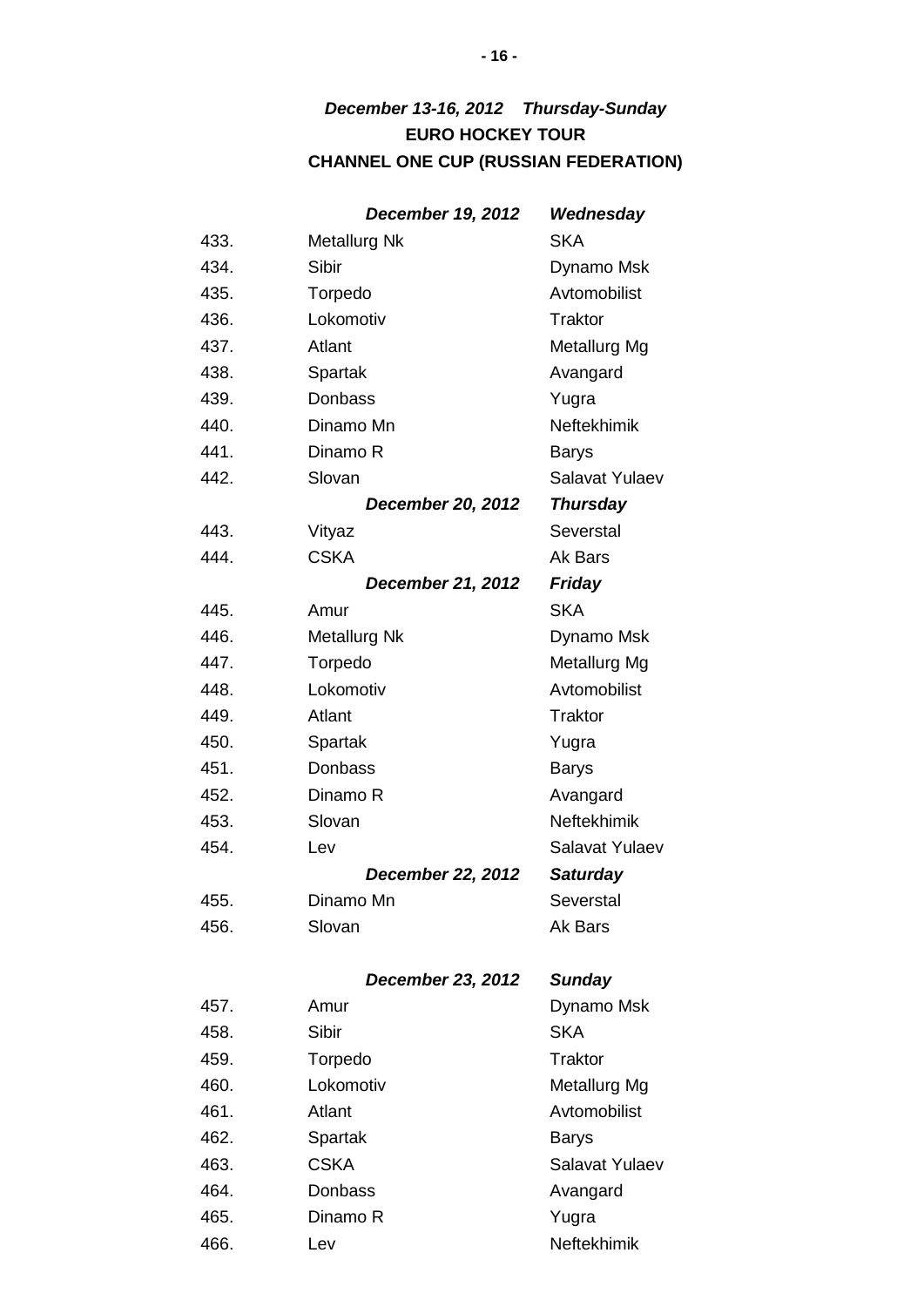***December 13-16, 2012 Thursday-Sunday***
**EURO HOCKEY TOUR**
**CHANNEL ONE CUP (RUSSIAN FEDERATION)**

| | | |
|---|---|---|
| | ***December 19, 2012*** | ***Wednesday*** |
| 433. | Metallurg Nk | SKA |
| 434. | Sibir | Dynamo Msk |
| 435. | Torpedo | Avtomobilist |
| 436. | Lokomotiv | Traktor |
| 437. | Atlant | Metallurg Mg |
| 438. | Spartak | Avangard |
| 439. | Donbass | Yugra |
| 440. | Dinamo Mn | Neftekhimik |
| 441. | Dinamo R | Barys |
| 442. | Slovan | Salavat Yulaev |
| | ***December 20, 2012*** | ***Thursday*** |
| 443. | Vityaz | Severstal |
| 444. | CSKA | Ak Bars |
| | ***December 21, 2012*** | ***Friday*** |
| 445. | Amur | SKA |
| 446. | Metallurg Nk | Dynamo Msk |
| 447. | Torpedo | Metallurg Mg |
| 448. | Lokomotiv | Avtomobilist |
| 449. | Atlant | Traktor |
| 450. | Spartak | Yugra |
| 451. | Donbass | Barys |
| 452. | Dinamo R | Avangard |
| 453. | Slovan | Neftekhimik |
| 454. | Lev | Salavat Yulaev |
| | ***December 22, 2012*** | ***Saturday*** |
| 455. | Dinamo Mn | Severstal |
| 456. | Slovan | Ak Bars |
| | ***December 23, 2012*** | ***Sunday*** |
| 457. | Amur | Dynamo Msk |
| 458. | Sibir | SKA |
| 459. | Torpedo | Traktor |
| 460. | Lokomotiv | Metallurg Mg |
| 461. | Atlant | Avtomobilist |
| 462. | Spartak | Barys |
| 463. | CSKA | Salavat Yulaev |
| 464. | Donbass | Avangard |
| 465. | Dinamo R | Yugra |
| 466. | Lev | Neftekhimik |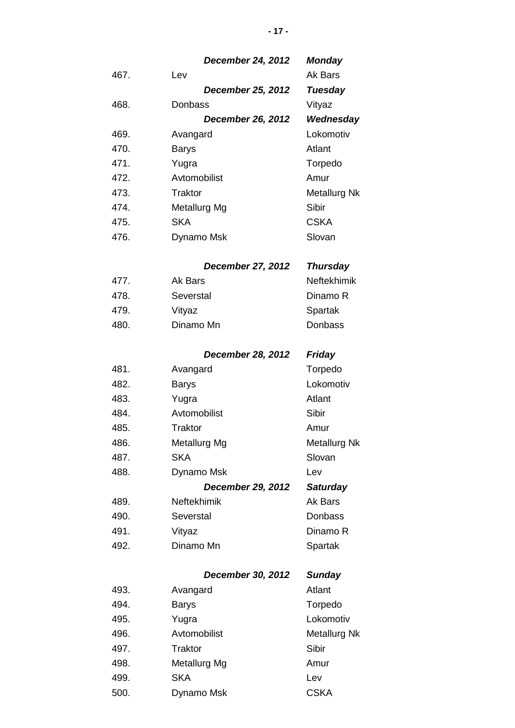| | | |
|---|---|---|
| | ***December 24, 2012*** | ***Monday*** |
| 467. | Lev | Ak Bars |
| | ***December 25, 2012*** | ***Tuesday*** |
| 468. | Donbass | Vityaz |
| | ***December 26, 2012*** | ***Wednesday*** |
| 469. | Avangard | Lokomotiv |
| 470. | Barys | Atlant |
| 471. | Yugra | Torpedo |
| 472. | Avtomobilist | Amur |
| 473. | Traktor | Metallurg Nk |
| 474. | Metallurg Mg | Sibir |
| 475. | SKA | CSKA |
| 476. | Dynamo Msk | Slovan |
| | ***December 27, 2012*** | ***Thursday*** |
| 477. | Ak Bars | Neftekhimik |
| 478. | Severstal | Dinamo R |
| 479. | Vityaz | Spartak |
| 480. | Dinamo Mn | Donbass |
| | ***December 28, 2012*** | ***Friday*** |
| 481. | Avangard | Torpedo |
| 482. | Barys | Lokomotiv |
| 483. | Yugra | Atlant |
| 484. | Avtomobilist | Sibir |
| 485. | Traktor | Amur |
| 486. | Metallurg Mg | Metallurg Nk |
| 487. | SKA | Slovan |
| 488. | Dynamo Msk | Lev |
| | ***December 29, 2012*** | ***Saturday*** |
| 489. | Neftekhimik | Ak Bars |
| 490. | Severstal | Donbass |
| 491. | Vityaz | Dinamo R |
| 492. | Dinamo Mn | Spartak |
| | ***December 30, 2012*** | ***Sunday*** |
| 493. | Avangard | Atlant |
| 494. | Barys | Torpedo |
| 495. | Yugra | Lokomotiv |
| 496. | Avtomobilist | Metallurg Nk |
| 497. | Traktor | Sibir |
| 498. | Metallurg Mg | Amur |
| 499. | SKA | Lev |
| 500. | Dynamo Msk | CSKA |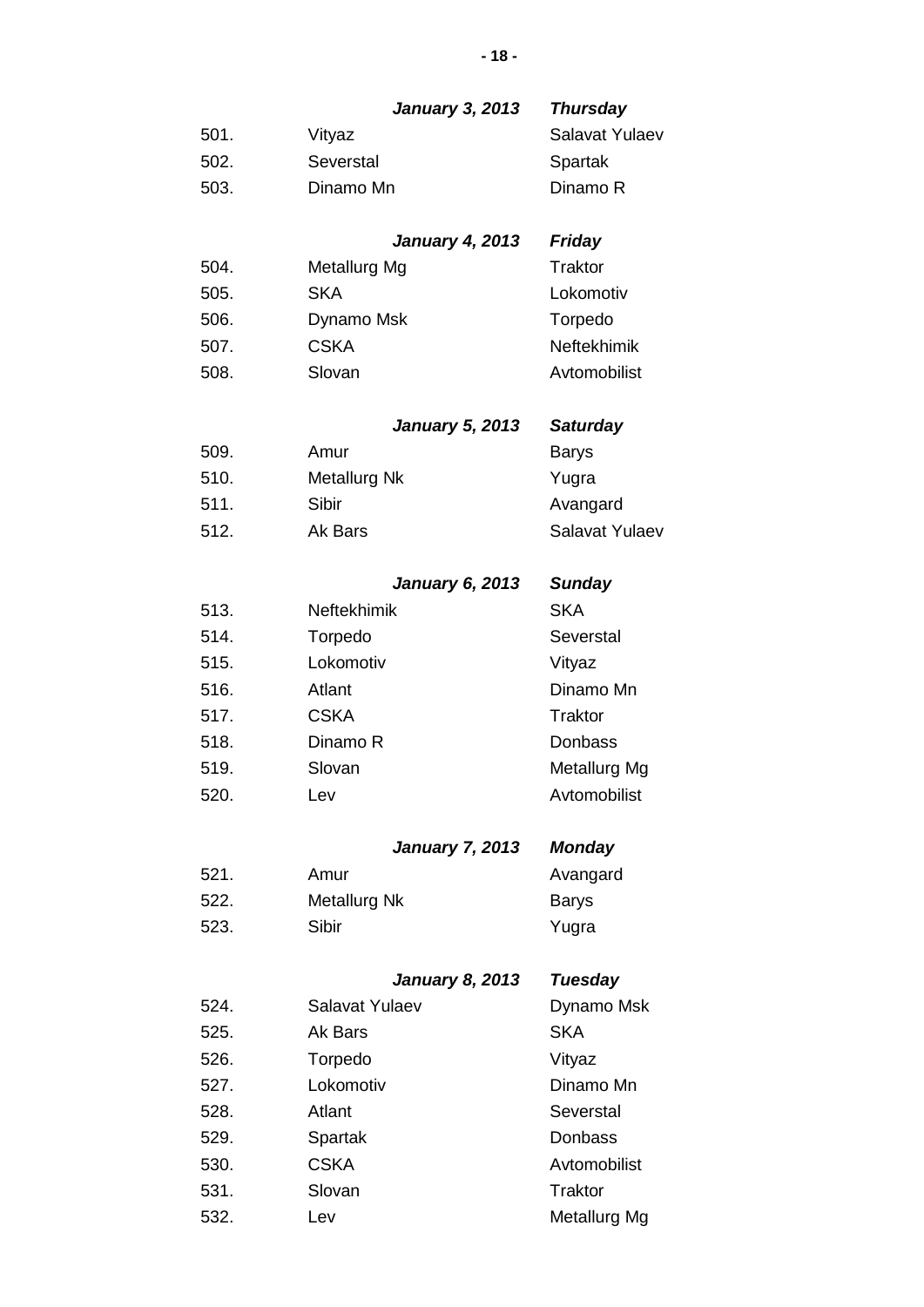***January 3, 2013*** ***Thursday***

| | | |
|---|---|---|
| 501. | Vityaz | Salavat Yulaev |
| 502. | Severstal | Spartak |
| 503. | Dinamo Mn | Dinamo R |

***January 4, 2013*** ***Friday***

| | | |
|---|---|---|
| 504. | Metallurg Mg | Traktor |
| 505. | SKA | Lokomotiv |
| 506. | Dynamo Msk | Torpedo |
| 507. | CSKA | Neftekhimik |
| 508. | Slovan | Avtomobilist |

***January 5, 2013*** ***Saturday***

| | | |
|---|---|---|
| 509. | Amur | Barys |
| 510. | Metallurg Nk | Yugra |
| 511. | Sibir | Avangard |
| 512. | Ak Bars | Salavat Yulaev |

***January 6, 2013*** ***Sunday***

| | | |
|---|---|---|
| 513. | Neftekhimik | SKA |
| 514. | Torpedo | Severstal |
| 515. | Lokomotiv | Vityaz |
| 516. | Atlant | Dinamo Mn |
| 517. | CSKA | Traktor |
| 518. | Dinamo R | Donbass |
| 519. | Slovan | Metallurg Mg |
| 520. | Lev | Avtomobilist |

***January 7, 2013*** ***Monday***

| | | |
|---|---|---|
| 521. | Amur | Avangard |
| 522. | Metallurg Nk | Barys |
| 523. | Sibir | Yugra |

***January 8, 2013*** ***Tuesday***

| | | |
|---|---|---|
| 524. | Salavat Yulaev | Dynamo Msk |
| 525. | Ak Bars | SKA |
| 526. | Torpedo | Vityaz |
| 527. | Lokomotiv | Dinamo Mn |
| 528. | Atlant | Severstal |
| 529. | Spartak | Donbass |
| 530. | CSKA | Avtomobilist |
| 531. | Slovan | Traktor |
| 532. | Lev | Metallurg Mg |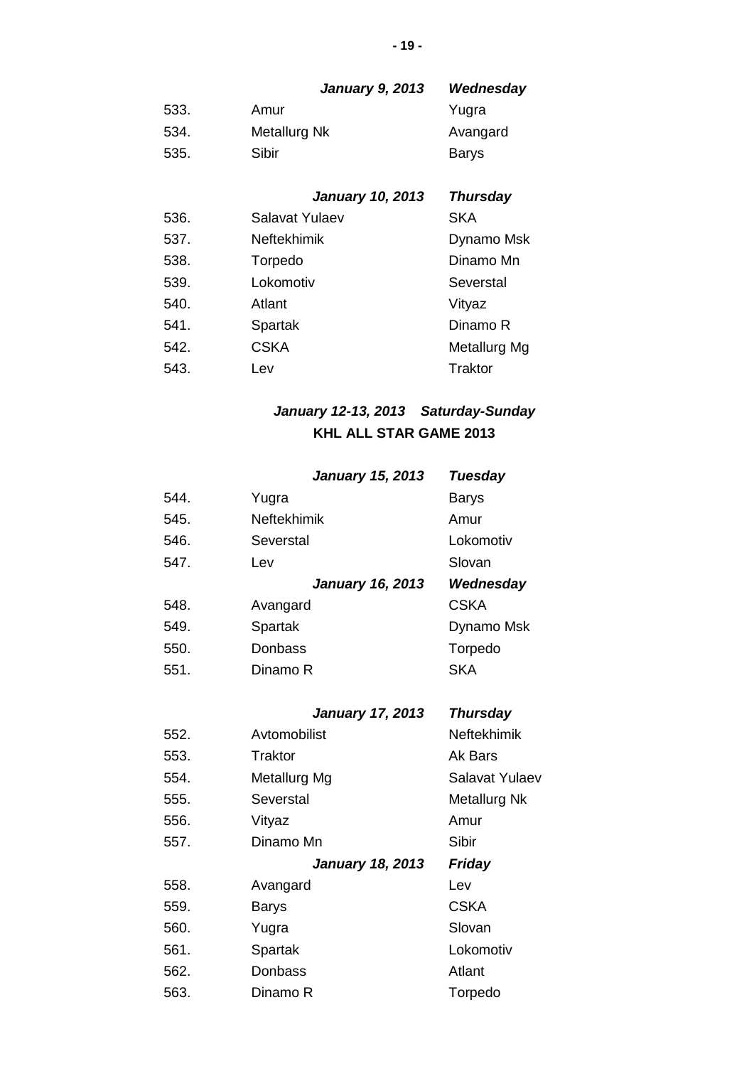| | *January 9, 2013* | *Wednesday* |
|---|---|---|
| 533. | Amur | Yugra |
| 534. | Metallurg Nk | Avangard |
| 535. | Sibir | Barys |
| | ***January 10, 2013*** | ***Thursday*** |
| 536. | Salavat Yulaev | SKA |
| 537. | Neftekhimik | Dynamo Msk |
| 538. | Torpedo | Dinamo Mn |
| 539. | Lokomotiv | Severstal |
| 540. | Atlant | Vityaz |
| 541. | Spartak | Dinamo R |
| 542. | CSKA | Metallurg Mg |
| 543. | Lev | Traktor |

***January 12-13, 2013 Saturday-Sunday***

**KHL ALL STAR GAME 2013**

| | ***January 15, 2013*** | ***Tuesday*** |
|---|---|---|
| 544. | Yugra | Barys |
| 545. | Neftekhimik | Amur |
| 546. | Severstal | Lokomotiv |
| 547. | Lev | Slovan |
| | ***January 16, 2013*** | ***Wednesday*** |
| 548. | Avangard | CSKA |
| 549. | Spartak | Dynamo Msk |
| 550. | Donbass | Torpedo |
| 551. | Dinamo R | SKA |
| | ***January 17, 2013*** | ***Thursday*** |
| 552. | Avtomobilist | Neftekhimik |
| 553. | Traktor | Ak Bars |
| 554. | Metallurg Mg | Salavat Yulaev |
| 555. | Severstal | Metallurg Nk |
| 556. | Vityaz | Amur |
| 557. | Dinamo Mn | Sibir |
| | ***January 18, 2013*** | ***Friday*** |
| 558. | Avangard | Lev |
| 559. | Barys | CSKA |
| 560. | Yugra | Slovan |
| 561. | Spartak | Lokomotiv |
| 562. | Donbass | Atlant |
| 563. | Dinamo R | Torpedo |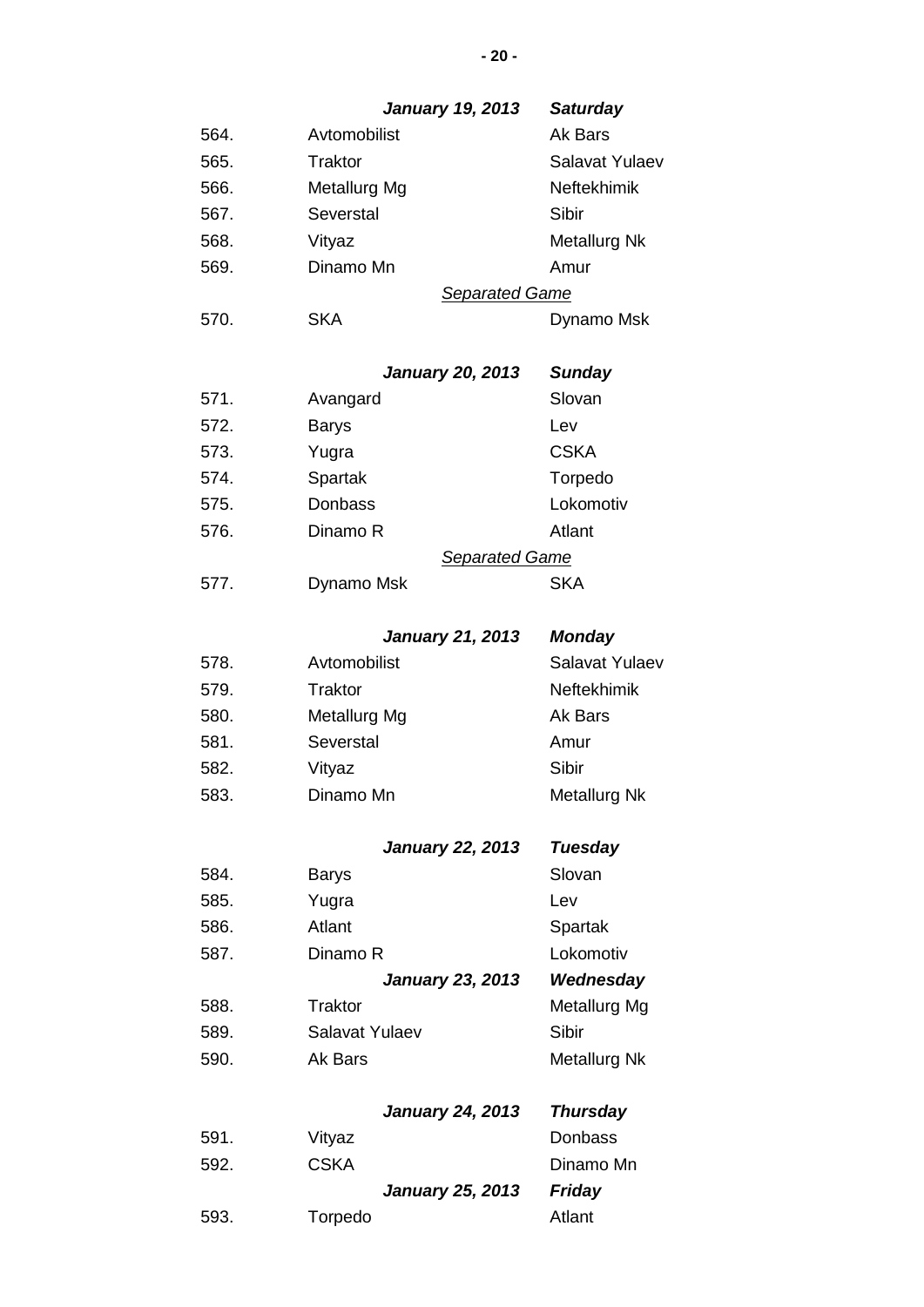| | ***January 19, 2013*** | ***Saturday*** |
|---|---|---|
| 564. | Avtomobilist | Ak Bars |
| 565. | Traktor | Salavat Yulaev |
| 566. | Metallurg Mg | Neftekhimik |
| 567. | Severstal | Sibir |
| 568. | Vityaz | Metallurg Nk |
| 569. | Dinamo Mn | Amur |
| | *Separated Game* | |
| 570. | SKA | Dynamo Msk |
| | | |
| | ***January 20, 2013*** | ***Sunday*** |
| 571. | Avangard | Slovan |
| 572. | Barys | Lev |
| 573. | Yugra | CSKA |
| 574. | Spartak | Torpedo |
| 575. | Donbass | Lokomotiv |
| 576. | Dinamo R | Atlant |
| | *Separated Game* | |
| 577. | Dynamo Msk | SKA |
| | | |
| | ***January 21, 2013*** | ***Monday*** |
| 578. | Avtomobilist | Salavat Yulaev |
| 579. | Traktor | Neftekhimik |
| 580. | Metallurg Mg | Ak Bars |
| 581. | Severstal | Amur |
| 582. | Vityaz | Sibir |
| 583. | Dinamo Mn | Metallurg Nk |
| | | |
| | ***January 22, 2013*** | ***Tuesday*** |
| 584. | Barys | Slovan |
| 585. | Yugra | Lev |
| 586. | Atlant | Spartak |
| 587. | Dinamo R | Lokomotiv |
| | ***January 23, 2013*** | ***Wednesday*** |
| 588. | Traktor | Metallurg Mg |
| 589. | Salavat Yulaev | Sibir |
| 590. | Ak Bars | Metallurg Nk |
| | | |
| | ***January 24, 2013*** | ***Thursday*** |
| 591. | Vityaz | Donbass |
| 592. | CSKA | Dinamo Mn |
| | ***January 25, 2013*** | ***Friday*** |
| 593. | Torpedo | Atlant |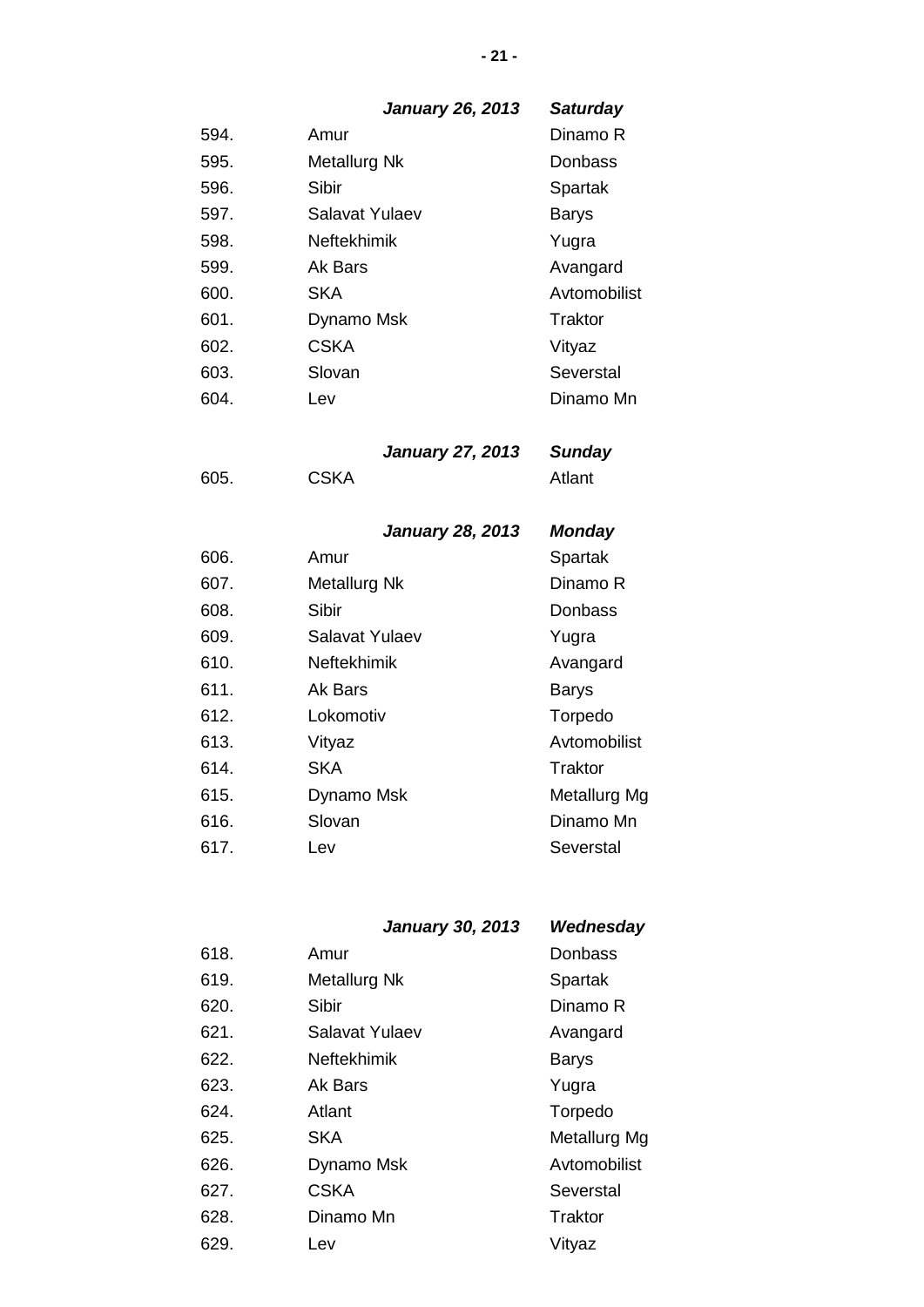***January 26, 2013*** ***Saturday***

| | | |
|---|---|---|
| 594. | Amur | Dinamo R |
| 595. | Metallurg Nk | Donbass |
| 596. | Sibir | Spartak |
| 597. | Salavat Yulaev | Barys |
| 598. | Neftekhimik | Yugra |
| 599. | Ak Bars | Avangard |
| 600. | SKA | Avtomobilist |
| 601. | Dynamo Msk | Traktor |
| 602. | CSKA | Vityaz |
| 603. | Slovan | Severstal |
| 604. | Lev | Dinamo Mn |

***January 27, 2013*** ***Sunday***

| | | |
|---|---|---|
| 605. | CSKA | Atlant |

***January 28, 2013*** ***Monday***

| | | |
|---|---|---|
| 606. | Amur | Spartak |
| 607. | Metallurg Nk | Dinamo R |
| 608. | Sibir | Donbass |
| 609. | Salavat Yulaev | Yugra |
| 610. | Neftekhimik | Avangard |
| 611. | Ak Bars | Barys |
| 612. | Lokomotiv | Torpedo |
| 613. | Vityaz | Avtomobilist |
| 614. | SKA | Traktor |
| 615. | Dynamo Msk | Metallurg Mg |
| 616. | Slovan | Dinamo Mn |
| 617. | Lev | Severstal |

***January 30, 2013*** ***Wednesday***

| | | |
|---|---|---|
| 618. | Amur | Donbass |
| 619. | Metallurg Nk | Spartak |
| 620. | Sibir | Dinamo R |
| 621. | Salavat Yulaev | Avangard |
| 622. | Neftekhimik | Barys |
| 623. | Ak Bars | Yugra |
| 624. | Atlant | Torpedo |
| 625. | SKA | Metallurg Mg |
| 626. | Dynamo Msk | Avtomobilist |
| 627. | CSKA | Severstal |
| 628. | Dinamo Mn | Traktor |
| 629. | Lev | Vityaz |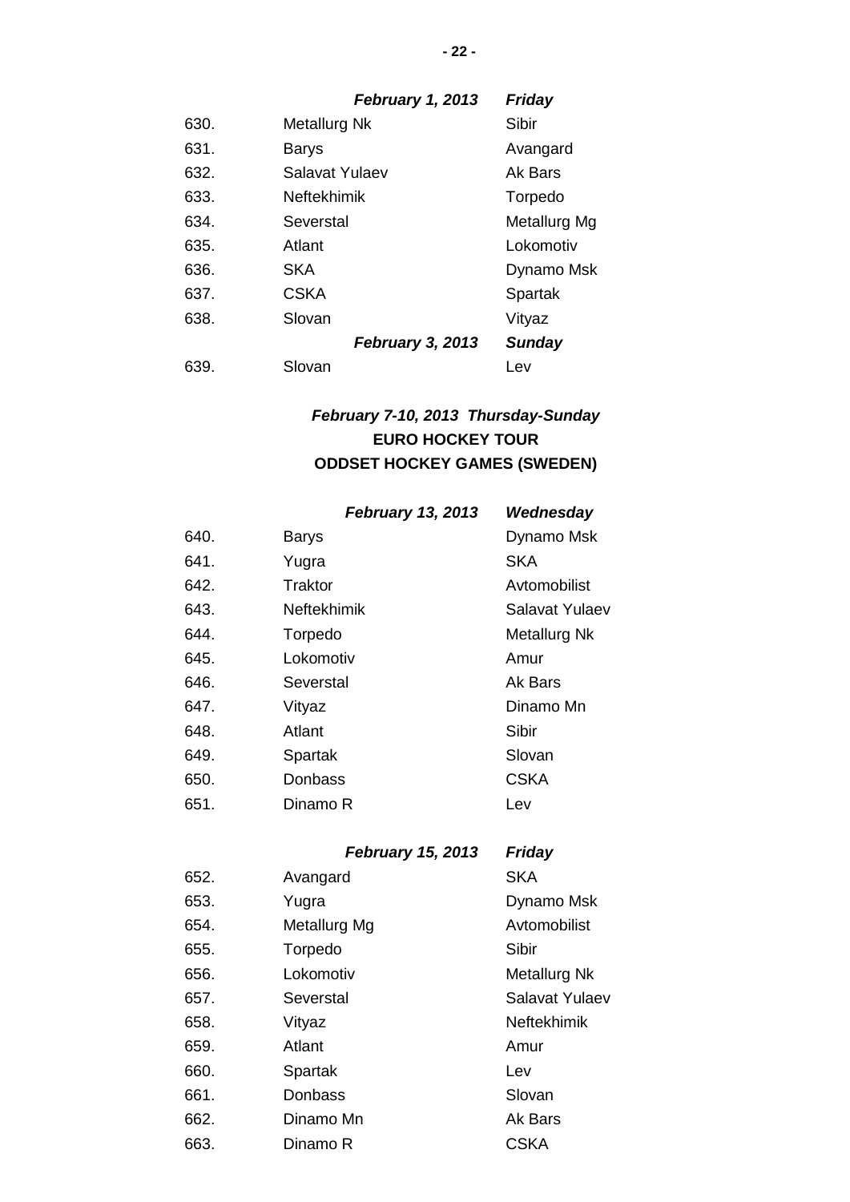| | ***February 1, 2013*** | ***Friday*** |
|---|---|---|
| 630. | Metallurg Nk | Sibir |
| 631. | Barys | Avangard |
| 632. | Salavat Yulaev | Ak Bars |
| 633. | Neftekhimik | Torpedo |
| 634. | Severstal | Metallurg Mg |
| 635. | Atlant | Lokomotiv |
| 636. | SKA | Dynamo Msk |
| 637. | CSKA | Spartak |
| 638. | Slovan | Vityaz |
| | ***February 3, 2013*** | ***Sunday*** |
| 639. | Slovan | Lev |

***February 7-10, 2013 Thursday-Sunday***

**EURO HOCKEY TOUR**

**ODDSET HOCKEY GAMES (SWEDEN)**

| | ***February 13, 2013*** | ***Wednesday*** |
|---|---|---|
| 640. | Barys | Dynamo Msk |
| 641. | Yugra | SKA |
| 642. | Traktor | Avtomobilist |
| 643. | Neftekhimik | Salavat Yulaev |
| 644. | Torpedo | Metallurg Nk |
| 645. | Lokomotiv | Amur |
| 646. | Severstal | Ak Bars |
| 647. | Vityaz | Dinamo Mn |
| 648. | Atlant | Sibir |
| 649. | Spartak | Slovan |
| 650. | Donbass | CSKA |
| 651. | Dinamo R | Lev |

| | ***February 15, 2013*** | ***Friday*** |
|---|---|---|
| 652. | Avangard | SKA |
| 653. | Yugra | Dynamo Msk |
| 654. | Metallurg Mg | Avtomobilist |
| 655. | Torpedo | Sibir |
| 656. | Lokomotiv | Metallurg Nk |
| 657. | Severstal | Salavat Yulaev |
| 658. | Vityaz | Neftekhimik |
| 659. | Atlant | Amur |
| 660. | Spartak | Lev |
| 661. | Donbass | Slovan |
| 662. | Dinamo Mn | Ak Bars |
| 663. | Dinamo R | CSKA |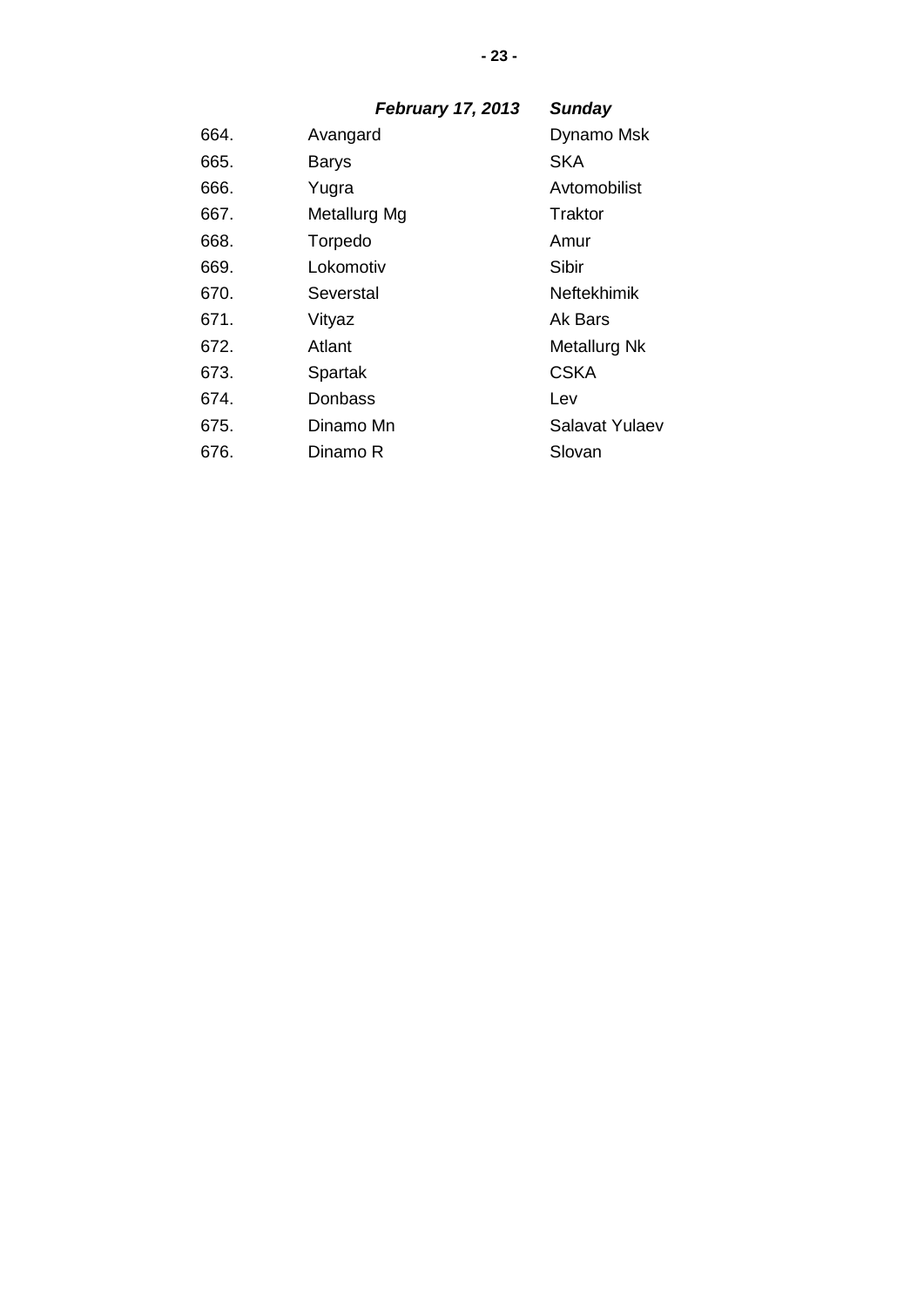| | ***February 17, 2013*** | ***Sunday*** |
|---|---|---|
| 664. | Avangard | Dynamo Msk |
| 665. | Barys | SKA |
| 666. | Yugra | Avtomobilist |
| 667. | Metallurg Mg | Traktor |
| 668. | Torpedo | Amur |
| 669. | Lokomotiv | Sibir |
| 670. | Severstal | Neftekhimik |
| 671. | Vityaz | Ak Bars |
| 672. | Atlant | Metallurg Nk |
| 673. | Spartak | CSKA |
| 674. | Donbass | Lev |
| 675. | Dinamo Mn | Salavat Yulaev |
| 676. | Dinamo R | Slovan |